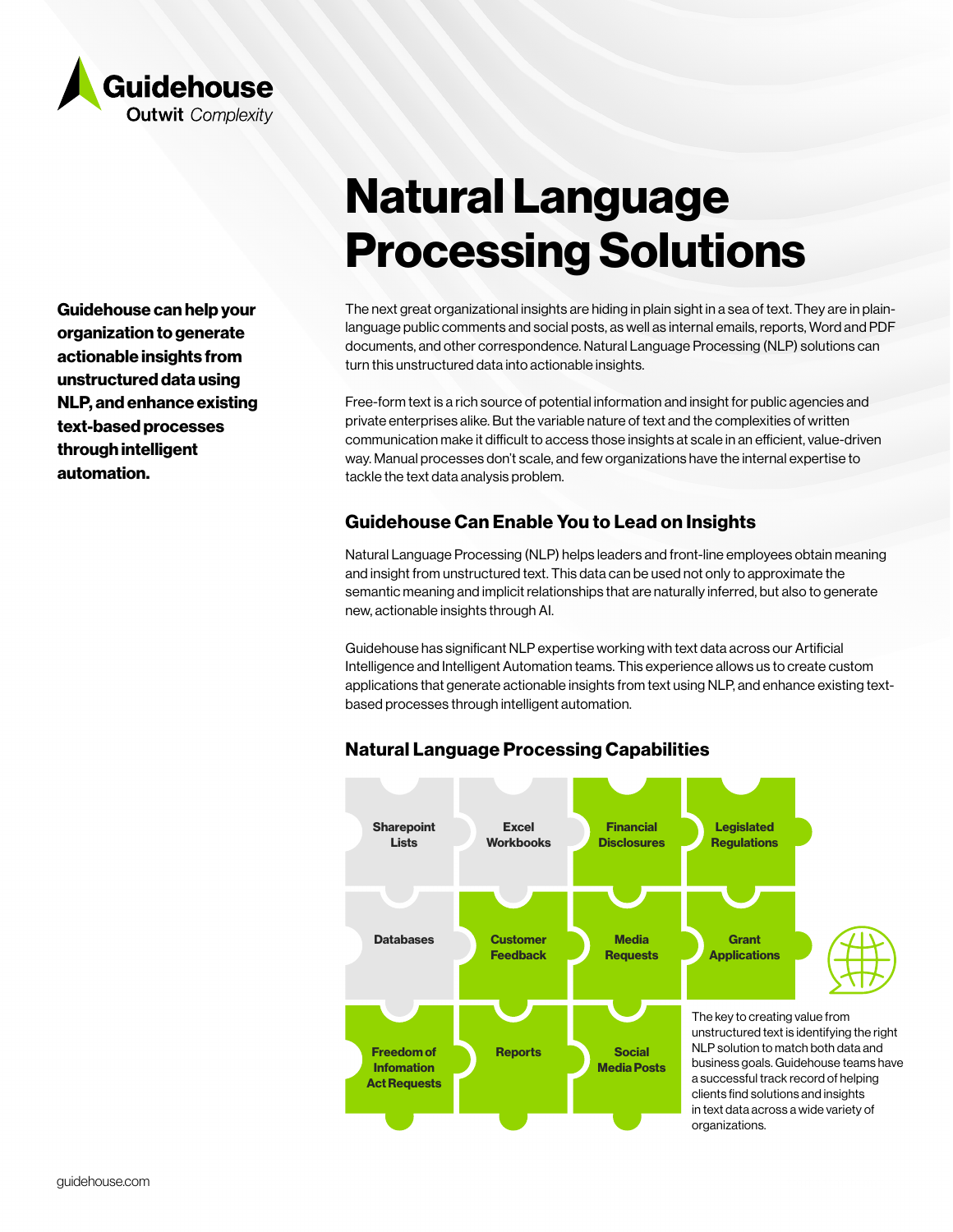Guidehouse
Outwit *Complexity*

# Natural Language Processing Solutions

**Guidehouse can help your organization to generate actionable insights from unstructured data using NLP, and enhance existing text-based processes through intelligent automation.**

The next great organizational insights are hiding in plain sight in a sea of text. They are in plain-language public comments and social posts, as well as internal emails, reports, Word and PDF documents, and other correspondence. Natural Language Processing (NLP) solutions can turn this unstructured data into actionable insights.

Free-form text is a rich source of potential information and insight for public agencies and private enterprises alike. But the variable nature of text and the complexities of written communication make it difficult to access those insights at scale in an efficient, value-driven way. Manual processes don't scale, and few organizations have the internal expertise to tackle the text data analysis problem.

## Guidehouse Can Enable You to Lead on Insights

Natural Language Processing (NLP) helps leaders and front-line employees obtain meaning and insight from unstructured text. This data can be used not only to approximate the semantic meaning and implicit relationships that are naturally inferred, but also to generate new, actionable insights through AI.

Guidehouse has significant NLP expertise working with text data across our Artificial Intelligence and Intelligent Automation teams. This experience allows us to create custom applications that generate actionable insights from text using NLP, and enhance existing text-based processes through intelligent automation.

## Natural Language Processing Capabilities

- Sharepoint Lists
- Excel Workbooks
- Financial Disclosures
- Legislated Regulations
- Databases
- Customer Feedback
- Media Requests
- Grant Applications
- Freedom of Infomation Act Requests
- Reports
- Social Media Posts

The key to creating value from unstructured text is identifying the right NLP solution to match both data and business goals. Guidehouse teams have a successful track record of helping clients find solutions and insights in text data across a wide variety of organizations.

guidehouse.com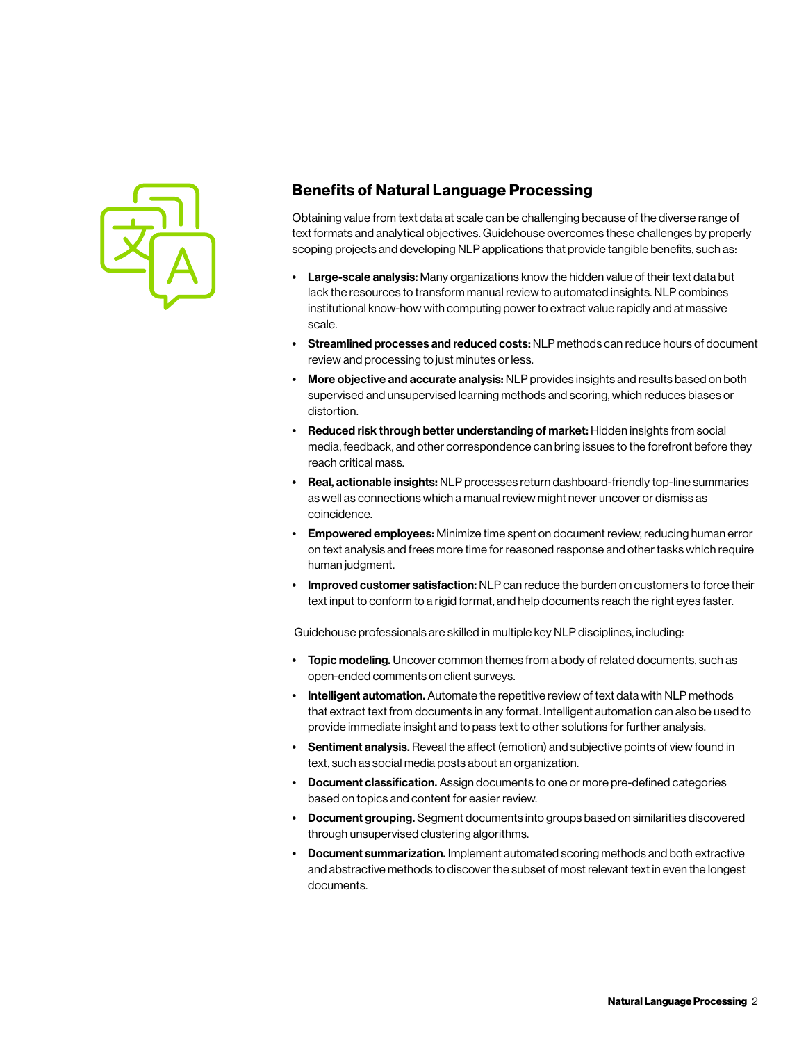## Benefits of Natural Language Processing

Obtaining value from text data at scale can be challenging because of the diverse range of text formats and analytical objectives. Guidehouse overcomes these challenges by properly scoping projects and developing NLP applications that provide tangible benefits, such as:

- **Large-scale analysis:** Many organizations know the hidden value of their text data but lack the resources to transform manual review to automated insights. NLP combines institutional know-how with computing power to extract value rapidly and at massive scale.
- **Streamlined processes and reduced costs:** NLP methods can reduce hours of document review and processing to just minutes or less.
- **More objective and accurate analysis:** NLP provides insights and results based on both supervised and unsupervised learning methods and scoring, which reduces biases or distortion.
- **Reduced risk through better understanding of market:** Hidden insights from social media, feedback, and other correspondence can bring issues to the forefront before they reach critical mass.
- **Real, actionable insights:** NLP processes return dashboard-friendly top-line summaries as well as connections which a manual review might never uncover or dismiss as coincidence.
- **Empowered employees:** Minimize time spent on document review, reducing human error on text analysis and frees more time for reasoned response and other tasks which require human judgment.
- **Improved customer satisfaction:** NLP can reduce the burden on customers to force their text input to conform to a rigid format, and help documents reach the right eyes faster.

Guidehouse professionals are skilled in multiple key NLP disciplines, including:

- **Topic modeling.** Uncover common themes from a body of related documents, such as open-ended comments on client surveys.
- **Intelligent automation.** Automate the repetitive review of text data with NLP methods that extract text from documents in any format. Intelligent automation can also be used to provide immediate insight and to pass text to other solutions for further analysis.
- **Sentiment analysis.** Reveal the affect (emotion) and subjective points of view found in text, such as social media posts about an organization.
- **Document classification.** Assign documents to one or more pre-defined categories based on topics and content for easier review.
- **Document grouping.** Segment documents into groups based on similarities discovered through unsupervised clustering algorithms.
- **Document summarization.** Implement automated scoring methods and both extractive and abstractive methods to discover the subset of most relevant text in even the longest documents.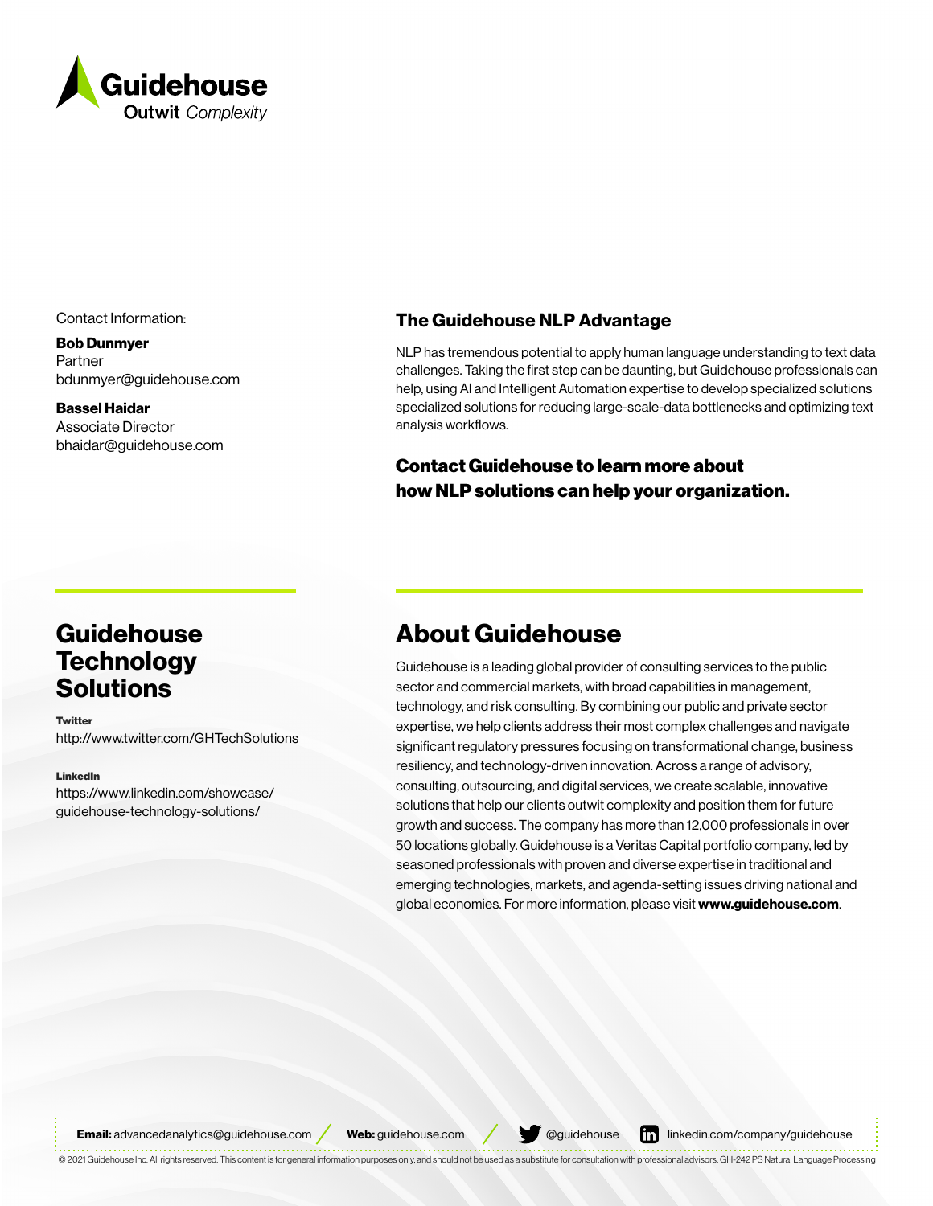Guidehouse
Outwit *Complexity*

Contact Information:

**Bob Dunmyer**
Partner
bdunmyer@guidehouse.com

**Bassel Haidar**
Associate Director
bhaidar@guidehouse.com

## The Guidehouse NLP Advantage

NLP has tremendous potential to apply human language understanding to text data challenges. Taking the first step can be daunting, but Guidehouse professionals can help, using AI and Intelligent Automation expertise to develop specialized solutions specialized solutions for reducing large-scale-data bottlenecks and optimizing text analysis workflows.

**Contact Guidehouse to learn more about how NLP solutions can help your organization.**

## Guidehouse Technology Solutions

**Twitter**
http://www.twitter.com/GHTechSolutions

**LinkedIn**
https://www.linkedin.com/showcase/guidehouse-technology-solutions/

## About Guidehouse

Guidehouse is a leading global provider of consulting services to the public sector and commercial markets, with broad capabilities in management, technology, and risk consulting. By combining our public and private sector expertise, we help clients address their most complex challenges and navigate significant regulatory pressures focusing on transformational change, business resiliency, and technology-driven innovation. Across a range of advisory, consulting, outsourcing, and digital services, we create scalable, innovative solutions that help our clients outwit complexity and position them for future growth and success. The company has more than 12,000 professionals in over 50 locations globally. Guidehouse is a Veritas Capital portfolio company, led by seasoned professionals with proven and diverse expertise in traditional and emerging technologies, markets, and agenda-setting issues driving national and global economies. For more information, please visit **www.guidehouse.com**.

**Email:** advancedanalytics@guidehouse.com / **Web:** guidehouse.com / @guidehouse / linkedin.com/company/guidehouse

© 2021 Guidehouse Inc. All rights reserved. This content is for general information purposes only, and should not be used as a substitute for consultation with professional advisors. GH-242 PS Natural Language Processing